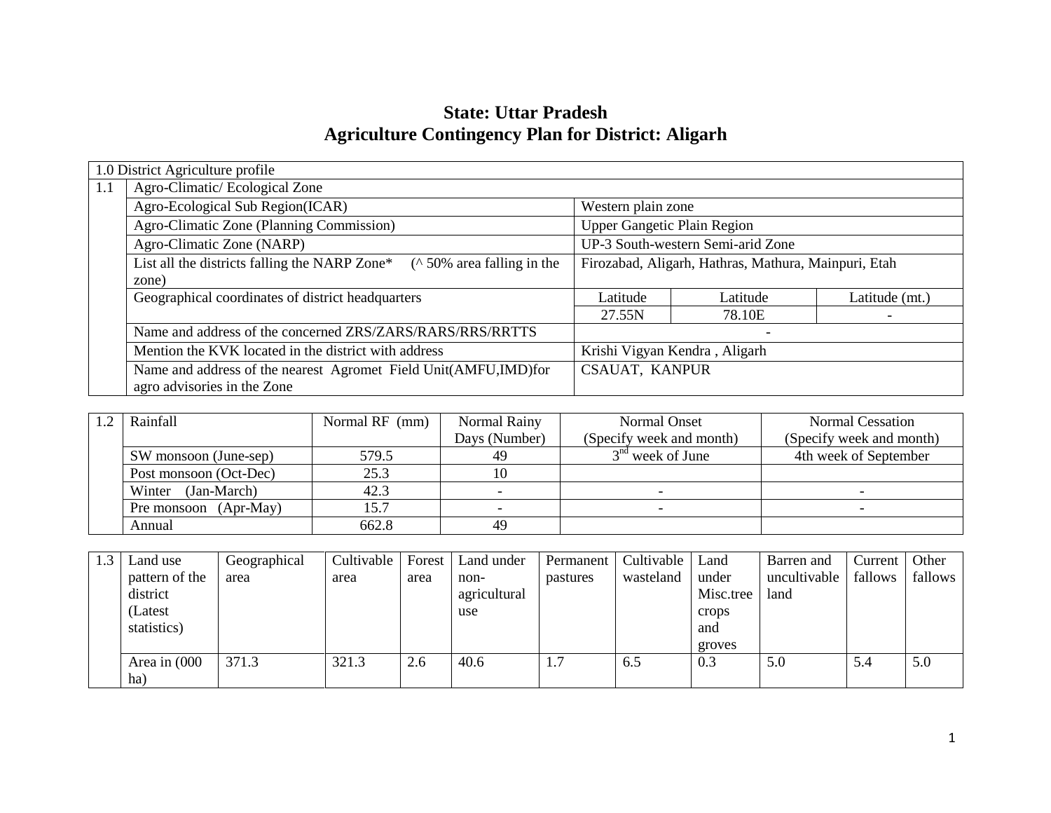# State: Uttar Pradesh
# Agriculture Contingency Plan for District: Aligarh

| 1.0 District Agriculture profile | | | | |
|---|---|---|---|---|
| 1.1 | Agro-Climatic/ Ecological Zone | | | |
| | Agro-Ecological Sub Region(ICAR) | Western plain zone | | |
| | Agro-Climatic Zone (Planning Commission) | Upper Gangetic Plain Region | | |
| | Agro-Climatic Zone (NARP) | UP-3 South-western Semi-arid Zone | | |
| | List all the districts falling the NARP Zone* (^ 50% area falling in the zone) | Firozabad, Aligarh, Hathras, Mathura, Mainpuri, Etah | | |
| | Geographical coordinates of district headquarters | Latitude | Latitude | Latitude (mt.) |
| | | 27.55N | 78.10E | - |
| | Name and address of the concerned ZRS/ZARS/RARS/RRS/RRTTS | - | | |
| | Mention the KVK located in the district with address | Krishi Vigyan Kendra , Aligarh | | |
| | Name and address of the nearest Agromet Field Unit(AMFU,IMD)for agro advisories in the Zone | CSAUAT, KANPUR | | |

| 1.2 | Rainfall | Normal RF (mm) | Normal Rainy Days (Number) | Normal Onset (Specify week and month) | Normal Cessation (Specify week and month) |
|---|---|---|---|---|---|
| | SW monsoon (June-sep) | 579.5 | 49 | 3rd week of June | 4th week of September |
| | Post monsoon (Oct-Dec) | 25.3 | 10 | | |
| | Winter (Jan-March) | 42.3 | - | - | - |
| | Pre monsoon (Apr-May) | 15.7 | - | - | - |
| | Annual | 662.8 | 49 | | |

| 1.3 | Land use pattern of the district (Latest statistics) | Geographical area | Cultivable area | Forest area | Land under non-agricultural use | Permanent pastures | Cultivable wasteland | Land under Misc.tree crops and groves | Barren and uncultivable land | Current fallows | Other fallows |
|---|---|---|---|---|---|---|---|---|---|---|---|
| | Area in (000 ha) | 371.3 | 321.3 | 2.6 | 40.6 | 1.7 | 6.5 | 0.3 | 5.0 | 5.4 | 5.0 |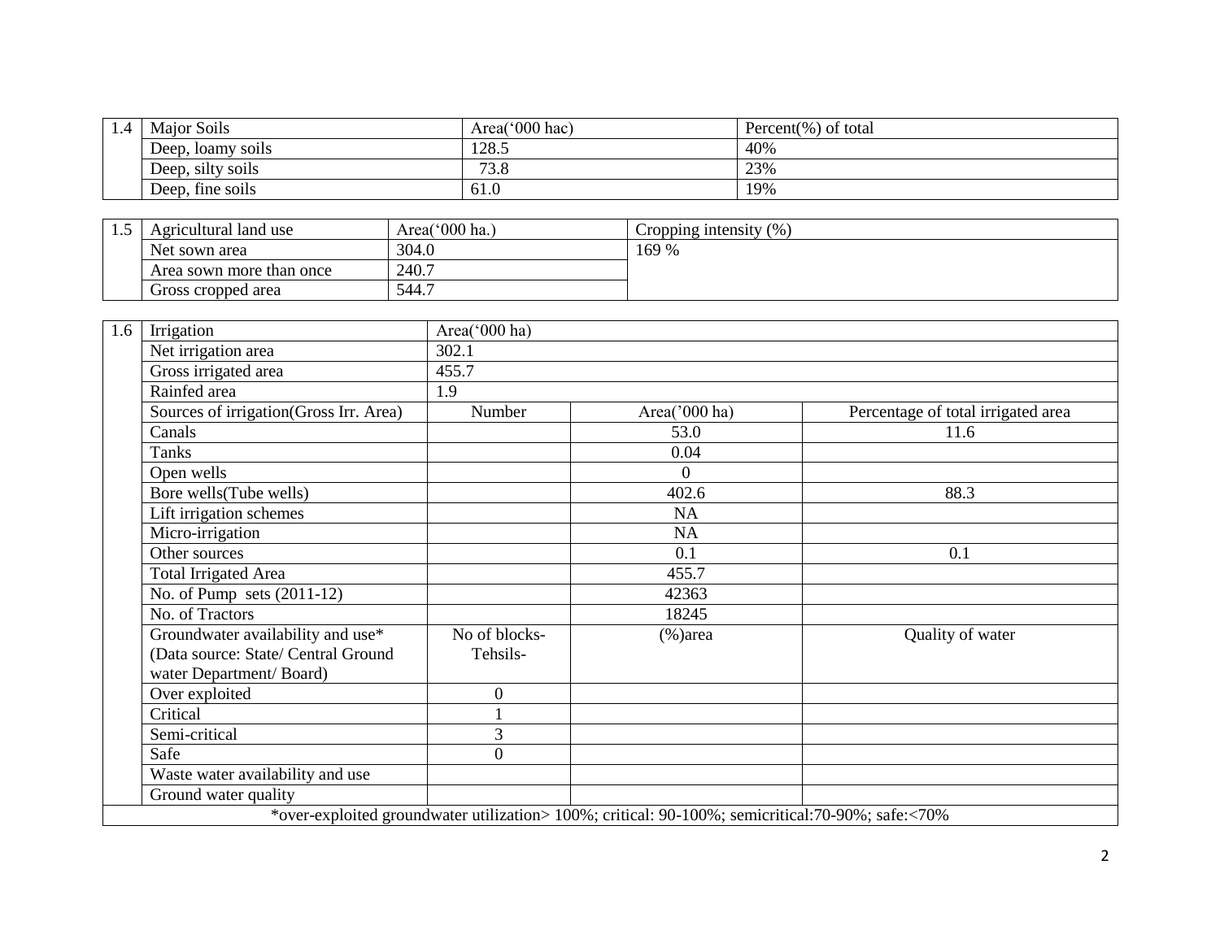| 1.4 | Major Soils | Area('000 hac) | Percent(%) of total |
|---|---|---|---|
| | Deep, loamy soils | 128.5 | 40% |
| | Deep, silty soils | 73.8 | 23% |
| | Deep, fine soils | 61.0 | 19% |

| 1.5 | Agricultural land use | Area('000 ha.) | Cropping intensity (%) |
|---|---|---|---|
| | Net sown area | 304.0 | 169 % |
| | Area sown more than once | 240.7 | |
| | Gross cropped area | 544.7 | |

| 1.6 | Irrigation | Area('000 ha) | | |
|---|---|---|---|---|
| | Net irrigation area | 302.1 | | |
| | Gross irrigated area | 455.7 | | |
| | Rainfed area | 1.9 | | |
| | Sources of irrigation(Gross Irr. Area) | Number | Area('000 ha) | Percentage of total irrigated area |
| | Canals | | 53.0 | 11.6 |
| | Tanks | | 0.04 | |
| | Open wells | | 0 | |
| | Bore wells(Tube wells) | | 402.6 | 88.3 |
| | Lift irrigation schemes | | NA | |
| | Micro-irrigation | | NA | |
| | Other sources | | 0.1 | 0.1 |
| | Total Irrigated Area | | 455.7 | |
| | No. of Pump sets (2011-12) | | 42363 | |
| | No. of Tractors | | 18245 | |
| | Groundwater availability and use* (Data source: State/ Central Ground water Department/ Board) | No of blocks- Tehsils- | (%)area | Quality of water |
| | Over exploited | 0 | | |
| | Critical | 1 | | |
| | Semi-critical | 3 | | |
| | Safe | 0 | | |
| | Waste water availability and use | | | |
| | Ground water quality | | | |
| *over-exploited groundwater utilization> 100%; critical: 90-100%; semicritical:70-90%; safe:<70% | | | | |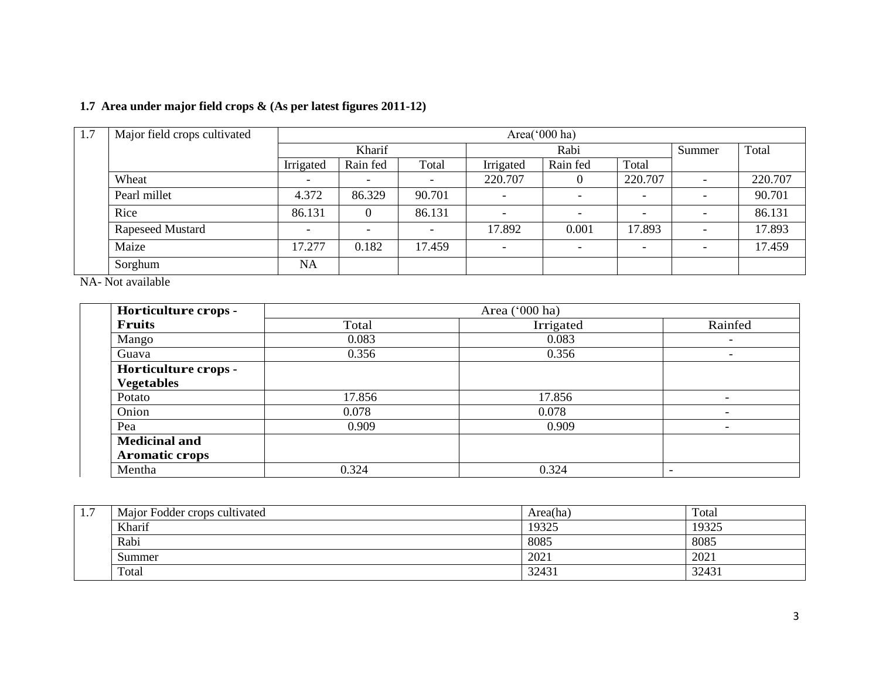### 1.7 Area under major field crops & (As per latest figures 2011-12)

| 1.7 | Major field crops cultivated | Area('000 ha) | | | | | | | |
|---|---|---|---|---|---|---|---|---|---|
| | | Kharif | | | Rabi | | | Summer | Total |
| | | Irrigated | Rain fed | Total | Irrigated | Rain fed | Total | | |
| | Wheat | - | - | - | 220.707 | 0 | 220.707 | - | 220.707 |
| | Pearl millet | 4.372 | 86.329 | 90.701 | - | - | - | - | 90.701 |
| | Rice | 86.131 | 0 | 86.131 | - | - | - | - | 86.131 |
| | Rapeseed Mustard | - | - | - | 17.892 | 0.001 | 17.893 | - | 17.893 |
| | Maize | 17.277 | 0.182 | 17.459 | - | - | - | - | 17.459 |
| | Sorghum | NA | | | | | | | |

NA- Not available

| | Horticulture crops - Fruits | Area ('000 ha) | | |
|---|---|---|---|---|
| | | Total | Irrigated | Rainfed |
| | Mango | 0.083 | 0.083 | - |
| | Guava | 0.356 | 0.356 | - |
| | **Horticulture crops - Vegetables** | | | |
| | Potato | 17.856 | 17.856 | - |
| | Onion | 0.078 | 0.078 | - |
| | Pea | 0.909 | 0.909 | - |
| | **Medicinal and Aromatic crops** | | | |
| | Mentha | 0.324 | 0.324 | - |

| 1.7 | Major Fodder crops cultivated | Area(ha) | Total |
|---|---|---|---|
| | Kharif | 19325 | 19325 |
| | Rabi | 8085 | 8085 |
| | Summer | 2021 | 2021 |
| | Total | 32431 | 32431 |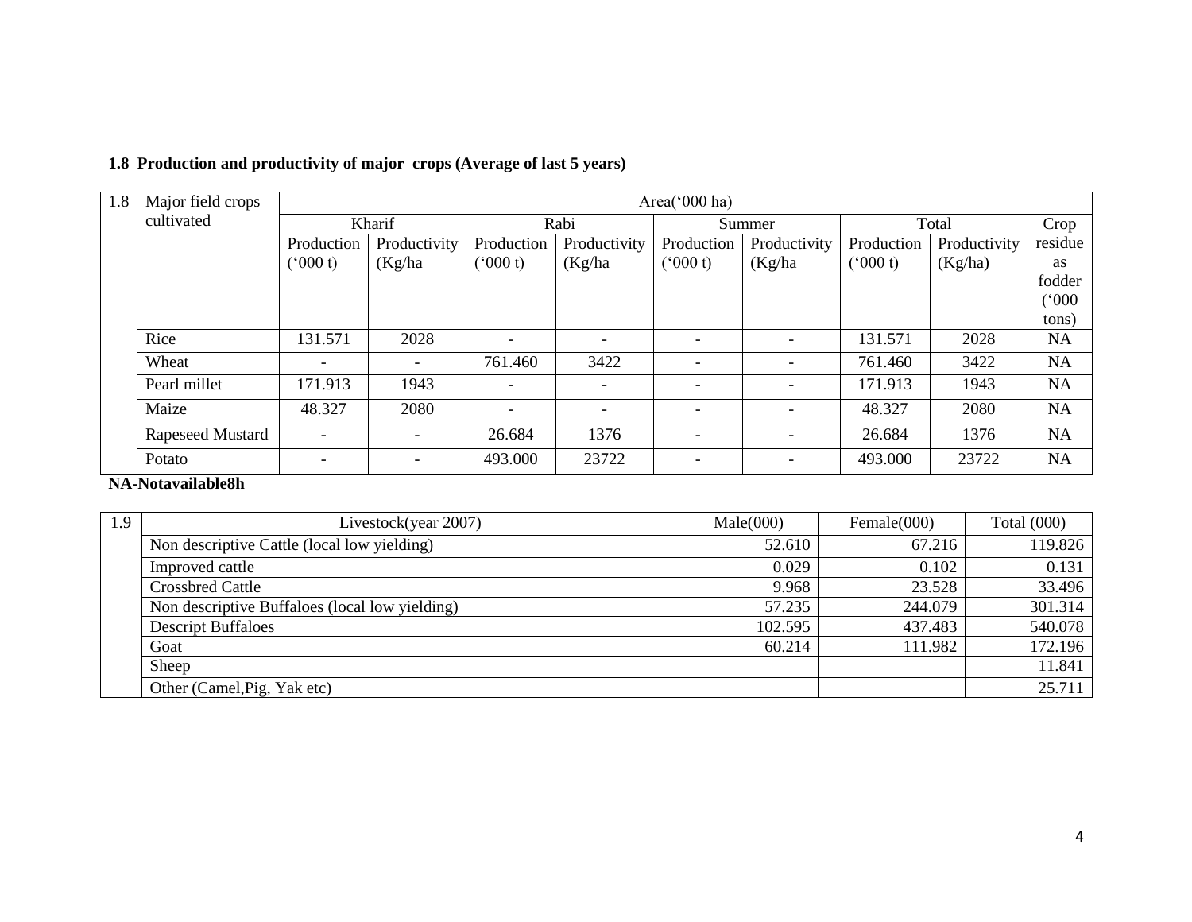**1.8 Production and productivity of major crops (Average of last 5 years)**

| 1.8 | Major field crops cultivated | Area('000 ha) | | | | | | | | |
|---|---|---|---|---|---|---|---|---|---|---|
| | | Kharif | | Rabi | | Summer | | Total | | Crop residue as fodder ('000 tons) |
| | | Production ('000 t) | Productivity (Kg/ha | Production ('000 t) | Productivity (Kg/ha | Production ('000 t) | Productivity (Kg/ha | Production ('000 t) | Productivity (Kg/ha) | |
| | Rice | 131.571 | 2028 | - | - | - | - | 131.571 | 2028 | NA |
| | Wheat | - | - | 761.460 | 3422 | - | - | 761.460 | 3422 | NA |
| | Pearl millet | 171.913 | 1943 | - | - | - | - | 171.913 | 1943 | NA |
| | Maize | 48.327 | 2080 | - | - | - | - | 48.327 | 2080 | NA |
| | Rapeseed Mustard | - | - | 26.684 | 1376 | - | - | 26.684 | 1376 | NA |
| | Potato | - | - | 493.000 | 23722 | - | - | 493.000 | 23722 | NA |

**NA-Notavailable8h**

| 1.9 | Livestock(year 2007) | Male(000) | Female(000) | Total (000) |
|---|---|---|---|---|
| | Non descriptive Cattle (local low yielding) | 52.610 | 67.216 | 119.826 |
| | Improved cattle | 0.029 | 0.102 | 0.131 |
| | Crossbred Cattle | 9.968 | 23.528 | 33.496 |
| | Non descriptive Buffaloes (local low yielding) | 57.235 | 244.079 | 301.314 |
| | Descript Buffaloes | 102.595 | 437.483 | 540.078 |
| | Goat | 60.214 | 111.982 | 172.196 |
| | Sheep | | | 11.841 |
| | Other (Camel,Pig, Yak etc) | | | 25.711 |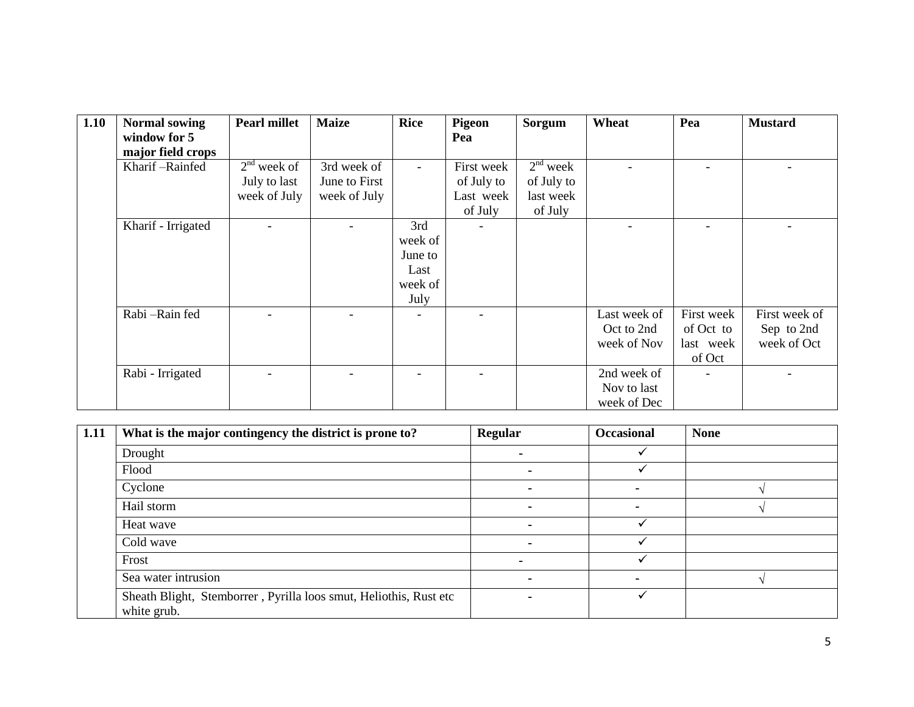| 1.10 | Normal sowing window for 5 major field crops | Pearl millet | Maize | Rice | Pigeon Pea | Sorgum | Wheat | Pea | Mustard |
|---|---|---|---|---|---|---|---|---|---|
| | Kharif –Rainfed | 2nd week of July to last week of July | 3rd week of June to First week of July | - | First week of July to Last week of July | 2nd week of July to last week of July | - | - | - |
| | Kharif - Irrigated | - | - | 3rd week of June to Last week of July | - | | - | - | - |
| | Rabi –Rain fed | - | - | - | - | | Last week of Oct to 2nd week of Nov | First week of Oct to last week of Oct | First week of Sep to 2nd week of Oct |
| | Rabi - Irrigated | - | - | - | - | | 2nd week of Nov to last week of Dec | - | - |

| 1.11 | What is the major contingency the district is prone to? | Regular | Occasional | None |
|---|---|---|---|---|
| | Drought | - | ✓ | |
| | Flood | - | ✓ | |
| | Cyclone | - | - | √ |
| | Hail storm | - | - | √ |
| | Heat wave | - | ✓ | |
| | Cold wave | - | ✓ | |
| | Frost | - | ✓ | |
| | Sea water intrusion | - | - | √ |
| | Sheath Blight, Stemborrer , Pyrilla loos smut, Heliothis, Rust etc white grub. | - | ✓ | |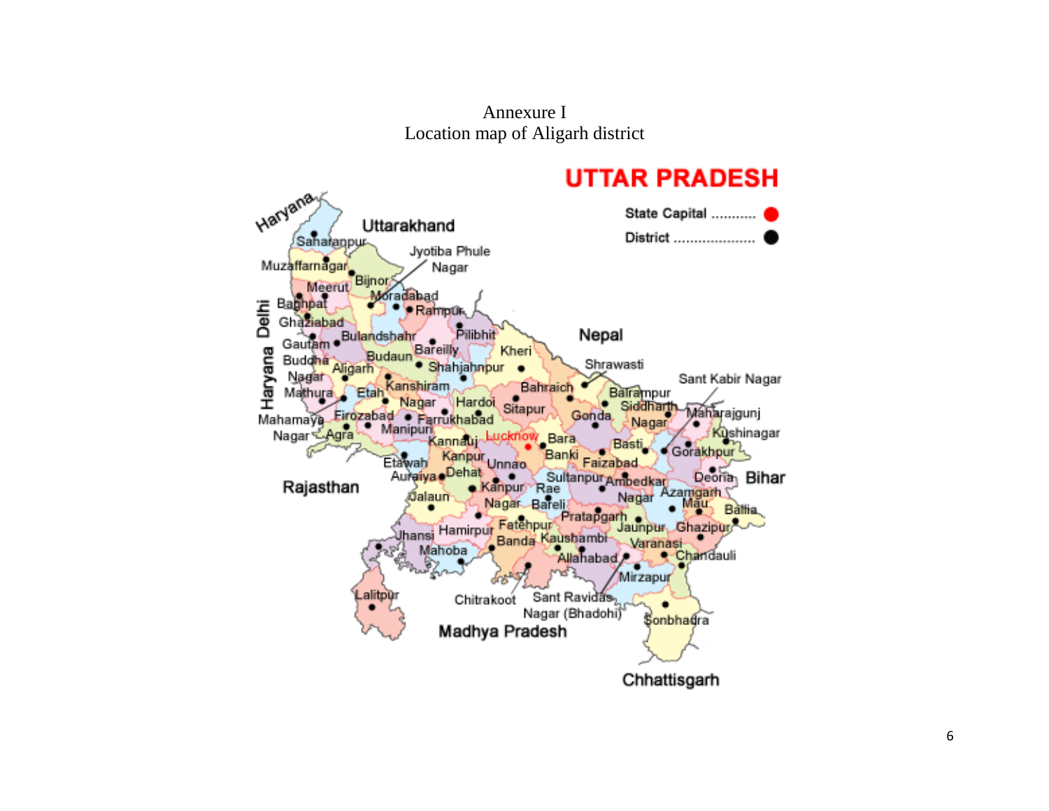Annexure I

Location map of Aligarh district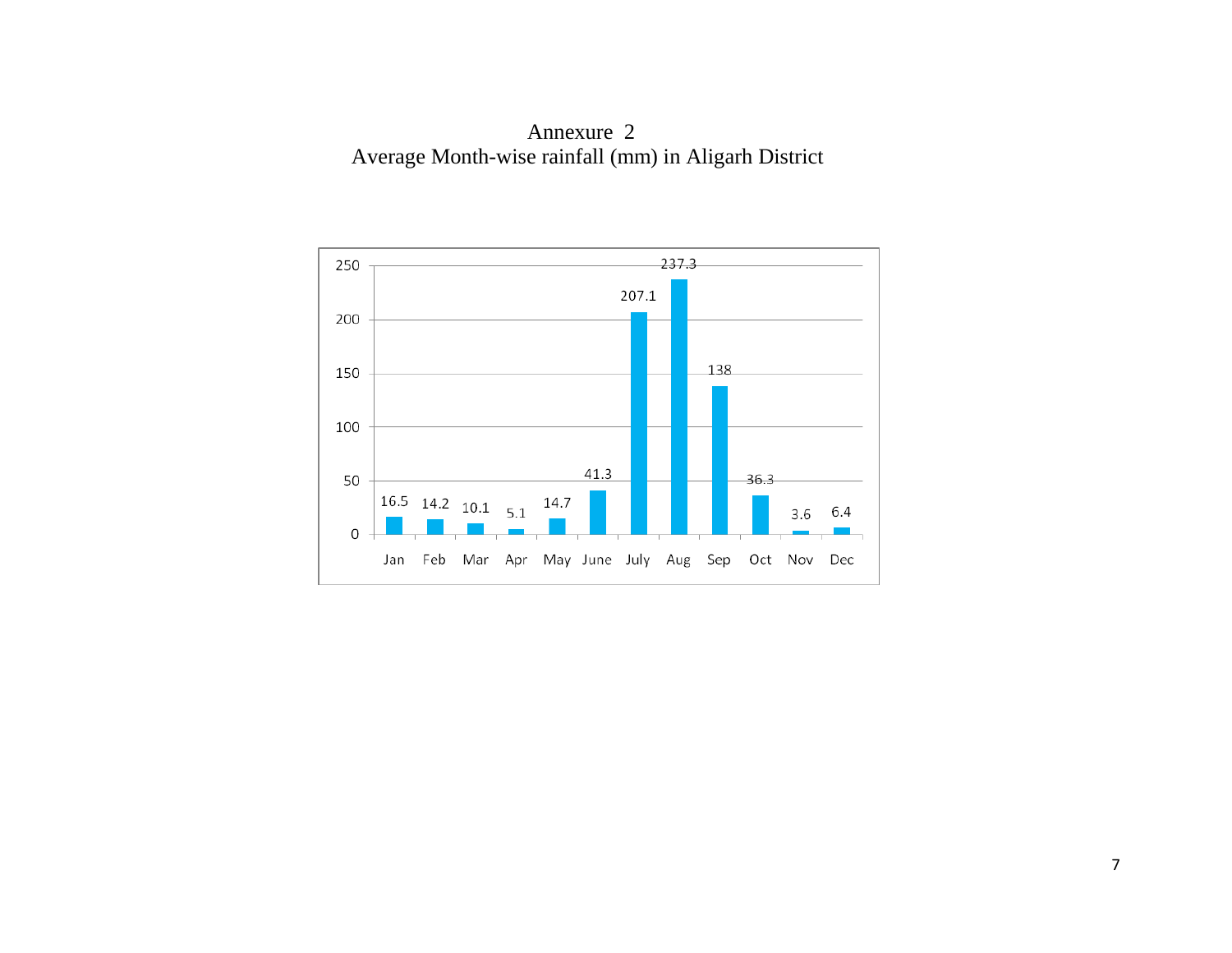# Annexure 2

## Average Month-wise rainfall (mm) in Aligarh District

| Month | Rainfall (mm) |
|---|---|
| Jan | 16.5 |
| Feb | 14.2 |
| Mar | 10.1 |
| Apr | 5.1 |
| May | 14.7 |
| June | 41.3 |
| July | 207.1 |
| Aug | 237.3 |
| Sep | 138 |
| Oct | 36.3 |
| Nov | 3.6 |
| Dec | 6.4 |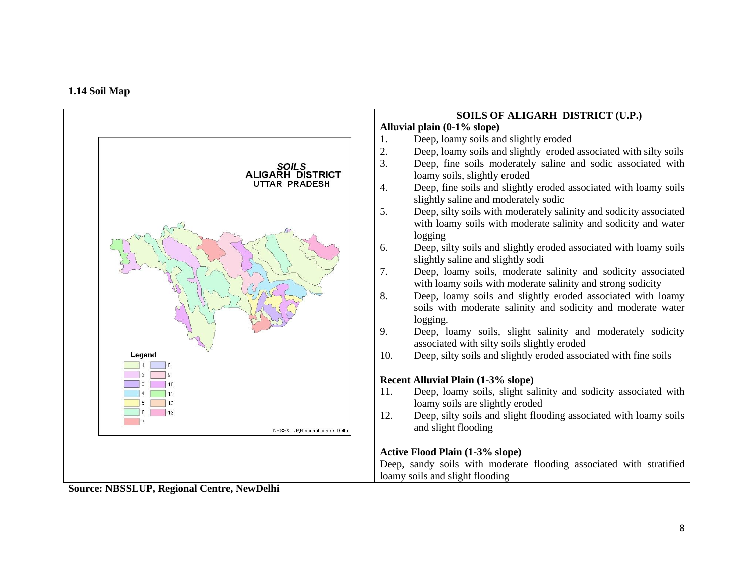### 1.14 Soil Map

SOILS
ALIGARH DISTRICT
UTTAR PRADESH

Legend

1, 2, 3, 4, 5, 6, 7, 8, 9, 10, 11, 12, 13

NBSS&LUP,Regional centre, Delhi

**SOILS OF ALIGARH DISTRICT (U.P.)**

**Alluvial plain (0-1% slope)**

1. Deep, loamy soils and slightly eroded
2. Deep, loamy soils and slightly eroded associated with silty soils
3. Deep, fine soils moderately saline and sodic associated with loamy soils, slightly eroded
4. Deep, fine soils and slightly eroded associated with loamy soils slightly saline and moderately sodic
5. Deep, silty soils with moderately salinity and sodicity associated with loamy soils with moderate salinity and sodicity and water logging
6. Deep, silty soils and slightly eroded associated with loamy soils slightly saline and slightly sodi
7. Deep, loamy soils, moderate salinity and sodicity associated with loamy soils with moderate salinity and strong sodicity
8. Deep, loamy soils and slightly eroded associated with loamy soils with moderate salinity and sodicity and moderate water logging.
9. Deep, loamy soils, slight salinity and moderately sodicity associated with silty soils slightly eroded
10. Deep, silty soils and slightly eroded associated with fine soils

**Recent Alluvial Plain (1-3% slope)**

11. Deep, loamy soils, slight salinity and sodicity associated with loamy soils are slightly eroded
12. Deep, silty soils and slight flooding associated with loamy soils and slight flooding

**Active Flood Plain (1-3% slope)**

Deep, sandy soils with moderate flooding associated with stratified loamy soils and slight flooding

**Source: NBSSLUP, Regional Centre, NewDelhi**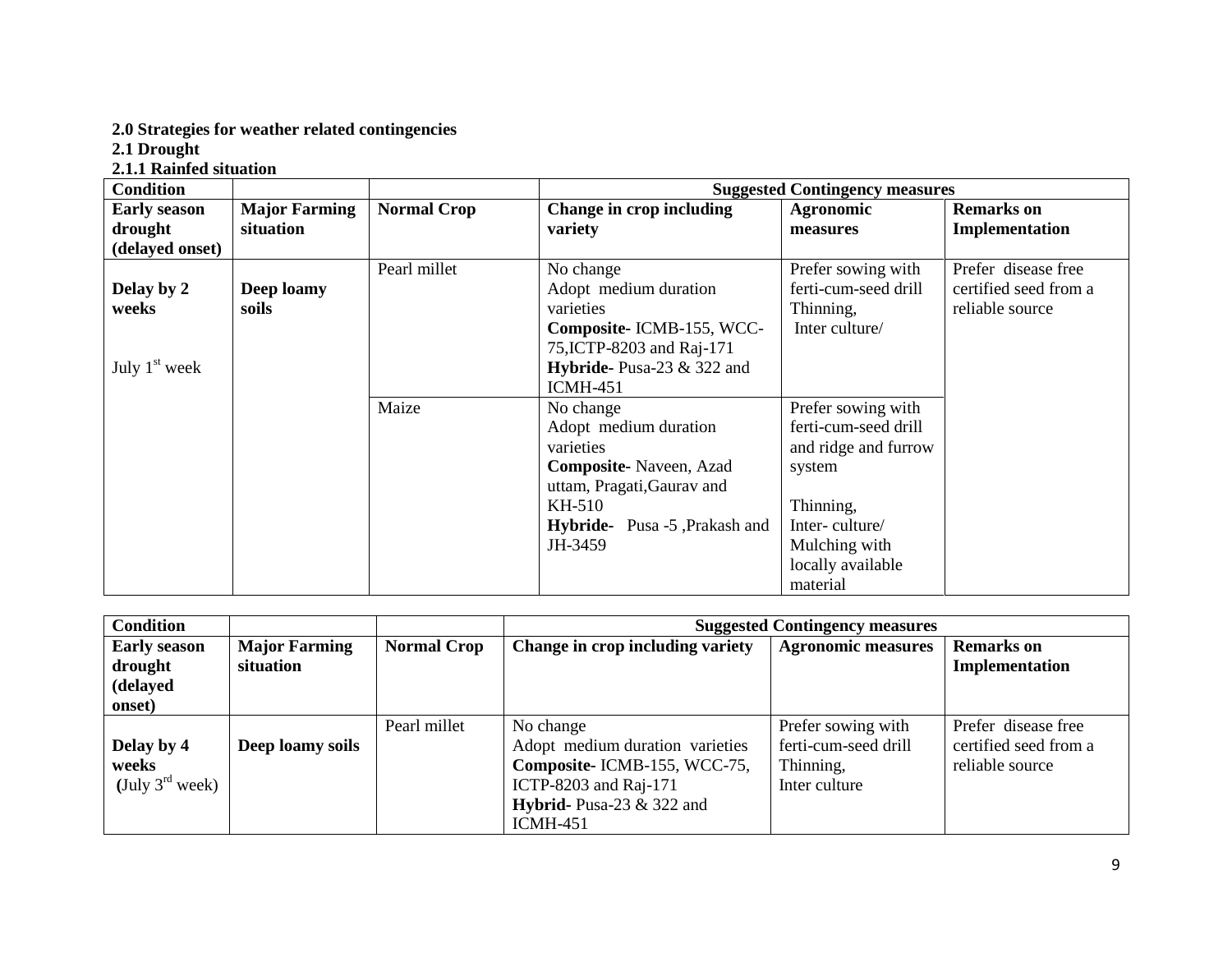**2.0 Strategies for weather related contingencies**

**2.1 Drought**

**2.1.1 Rainfed situation**

| Condition | | | Suggested Contingency measures | | |
|---|---|---|---|---|---|
| **Early season drought (delayed onset)** | **Major Farming situation** | **Normal Crop** | **Change in crop including variety** | **Agronomic measures** | **Remarks on Implementation** |
| **Delay by 2 weeks**<br><br>July 1st week | **Deep loamy soils** | Pearl millet | No change<br>Adopt medium duration varieties<br>**Composite-** ICMB-155, WCC-75,ICTP-8203 and Raj-171<br>**Hybride-** Pusa-23 & 322 and ICMH-451 | Prefer sowing with ferti-cum-seed drill<br>Thinning,<br>Inter culture/ | Prefer disease free certified seed from a reliable source |
| | | Maize | No change<br>Adopt medium duration varieties<br>**Composite-** Naveen, Azad uttam, Pragati,Gaurav and KH-510<br>**Hybride-** Pusa -5 ,Prakash and JH-3459 | Prefer sowing with ferti-cum-seed drill and ridge and furrow system<br><br>Thinning,<br>Inter- culture/<br>Mulching with locally available material | |

| Condition | | | Suggested Contingency measures | | |
|---|---|---|---|---|---|
| **Early season drought (delayed onset)** | **Major Farming situation** | **Normal Crop** | **Change in crop including variety** | **Agronomic measures** | **Remarks on Implementation** |
| **Delay by 4 weeks**<br>**(**July 3rd week**)** | **Deep loamy soils** | Pearl millet | No change<br>Adopt medium duration varieties<br>**Composite-** ICMB-155, WCC-75, ICTP-8203 and Raj-171<br>**Hybrid-** Pusa-23 & 322 and ICMH-451 | Prefer sowing with ferti-cum-seed drill<br>Thinning,<br>Inter culture | Prefer disease free certified seed from a reliable source |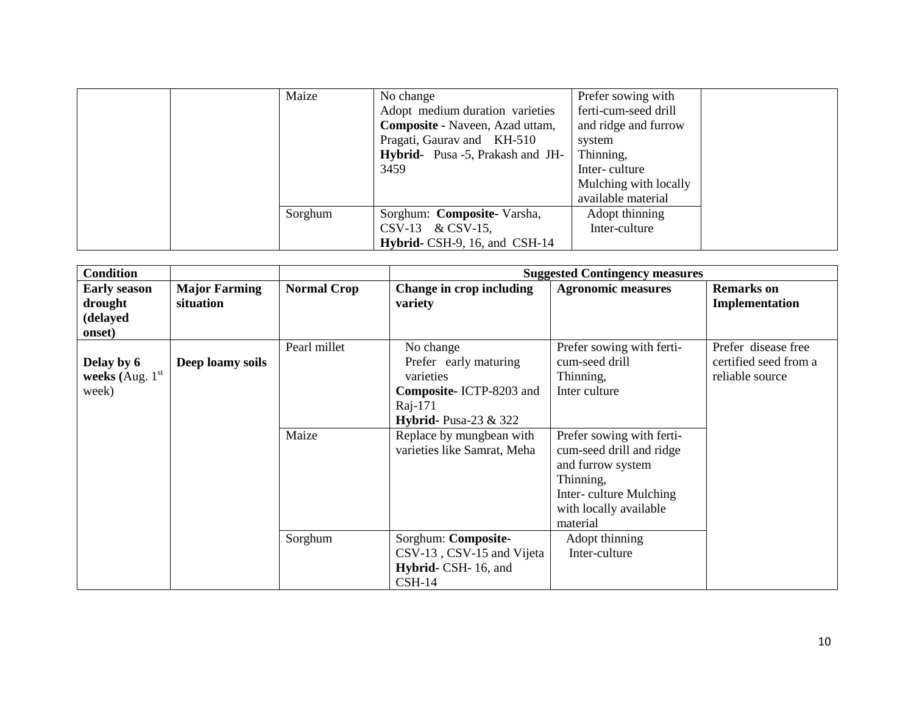|  |  | Maize | No change<br>Adopt medium duration varieties<br>**Composite -** Naveen, Azad uttam, Pragati, Gaurav and KH-510<br>**Hybrid-** Pusa -5, Prakash and JH-3459 | Prefer sowing with ferti-cum-seed drill and ridge and furrow system<br>Thinning,<br>Inter- culture<br>Mulching with locally available material |  |
|---|---|---|---|---|---|
|  |  | Sorghum | Sorghum: **Composite-** Varsha, CSV-13 & CSV-15,<br>**Hybrid-** CSH-9, 16, and CSH-14 | Adopt thinning<br>Inter-culture |  |

| **Condition** |  |  | **Suggested Contingency measures** |  |  |
|---|---|---|---|---|---|
| **Early season drought (delayed onset)** | **Major Farming situation** | **Normal Crop** | **Change in crop including variety** | **Agronomic measures** | **Remarks on Implementation** |
| **Delay by 6 weeks (**Aug. 1st week) | **Deep loamy soils** | Pearl millet | No change<br>Prefer early maturing varieties<br>**Composite-** ICTP-8203 and Raj-171<br>**Hybrid-** Pusa-23 & 322 | Prefer sowing with ferti-cum-seed drill<br>Thinning,<br>Inter culture | Prefer disease free certified seed from a reliable source |
|  |  | Maize | Replace by mungbean with varieties like Samrat, Meha | Prefer sowing with ferti-cum-seed drill and ridge and furrow system<br>Thinning,<br>Inter- culture Mulching with locally available material |  |
|  |  | Sorghum | Sorghum: **Composite-** CSV-13 , CSV-15 and Vijeta<br>**Hybrid-** CSH- 16, and CSH-14 | Adopt thinning<br>Inter-culture |  |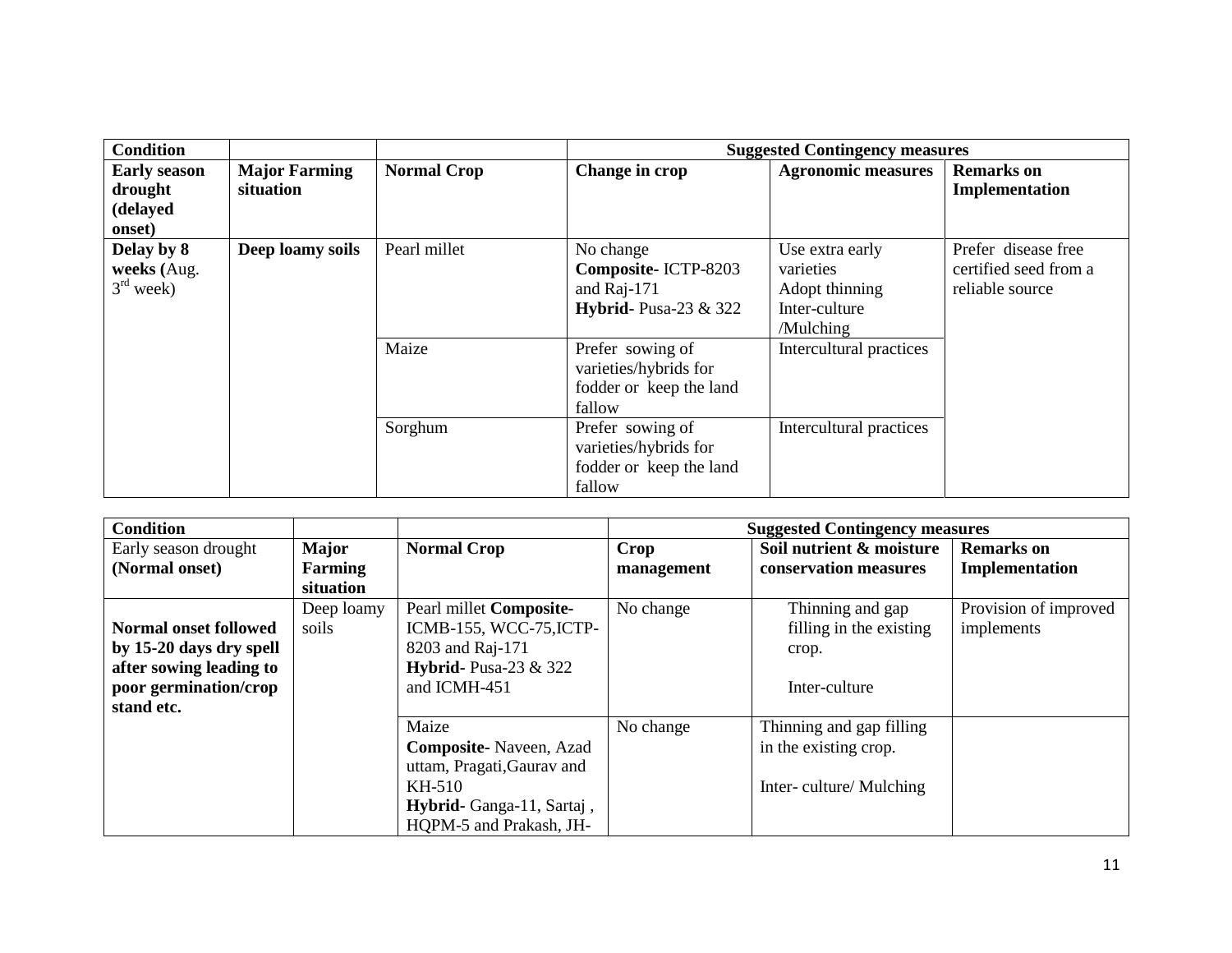| Condition | | | Suggested Contingency measures | | |
|---|---|---|---|---|---|
| **Early season drought (delayed onset)** | **Major Farming situation** | **Normal Crop** | **Change in crop** | **Agronomic measures** | **Remarks on Implementation** |
| **Delay by 8 weeks (**Aug. 3rd week) | **Deep loamy soils** | Pearl millet | No change **Composite-** ICTP-8203 and Raj-171 **Hybrid-** Pusa-23 & 322 | Use extra early varieties Adopt thinning Inter-culture /Mulching | Prefer disease free certified seed from a reliable source |
| | | Maize | Prefer sowing of varieties/hybrids for fodder or keep the land fallow | Intercultural practices | |
| | | Sorghum | Prefer sowing of varieties/hybrids for fodder or keep the land fallow | Intercultural practices | |

| Condition | | | Suggested Contingency measures | | |
|---|---|---|---|---|---|
| Early season drought **(Normal onset)** | **Major Farming situation** | **Normal Crop** | **Crop management** | **Soil nutrient & moisture conservation measures** | **Remarks on Implementation** |
| **Normal onset followed by 15-20 days dry spell after sowing leading to poor germination/crop stand etc.** | Deep loamy soils | Pearl millet **Composite-** ICMB-155, WCC-75,ICTP-8203 and Raj-171 **Hybrid-** Pusa-23 & 322 and ICMH-451 | No change | Thinning and gap filling in the existing crop. Inter-culture | Provision of improved implements |
| | | Maize **Composite-** Naveen, Azad uttam, Pragati,Gaurav and KH-510 **Hybrid-** Ganga-11, Sartaj , HQPM-5 and Prakash, JH- | No change | Thinning and gap filling in the existing crop. Inter- culture/ Mulching | |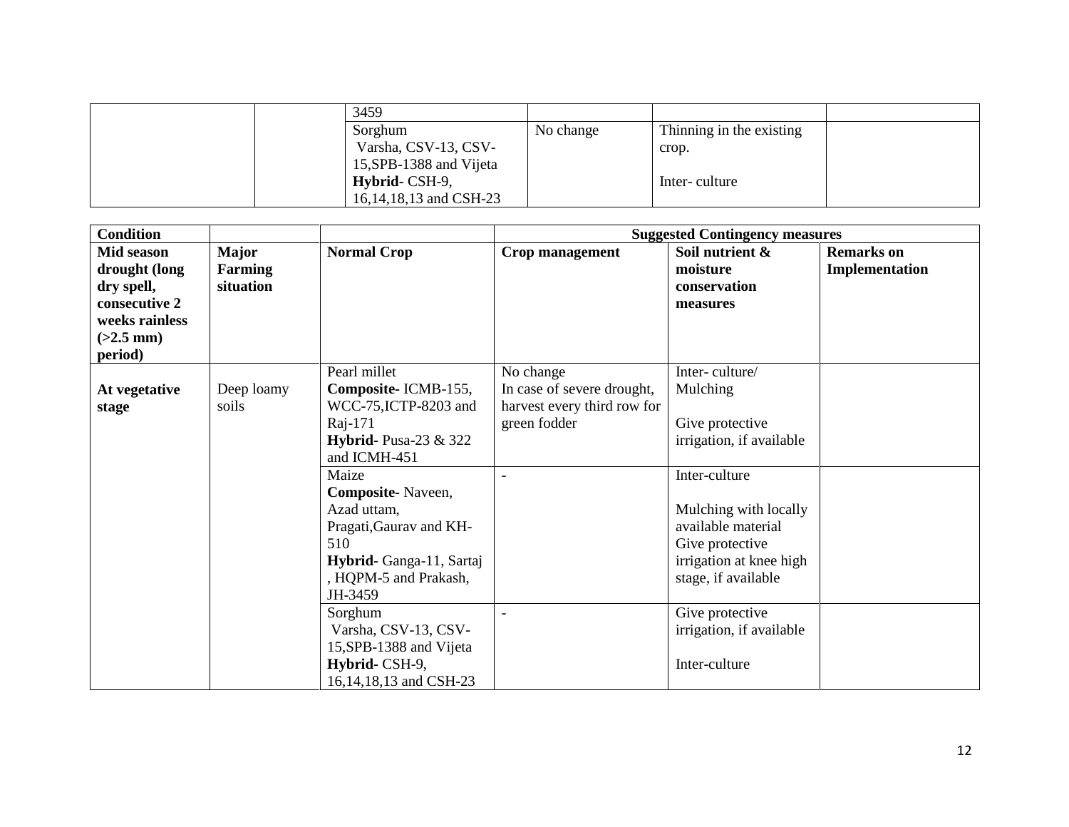| | | | | | |
|---|---|---|---|---|---|
| | | 3459 | | | |
| | | Sorghum<br>Varsha, CSV-13, CSV-15,SPB-1388 and Vijeta<br>**Hybrid-** CSH-9, 16,14,18,13 and CSH-23 | No change | Thinning in the existing crop.<br><br>Inter- culture | |

| Condition | | | Suggested Contingency measures | | |
|---|---|---|---|---|---|
| **Mid season drought (long dry spell, consecutive 2 weeks rainless (>2.5 mm) period)** | **Major Farming situation** | **Normal Crop** | **Crop management** | **Soil nutrient & moisture conservation measures** | **Remarks on Implementation** |
| **At vegetative stage** | Deep loamy soils | Pearl millet<br>**Composite-** ICMB-155, WCC-75,ICTP-8203 and Raj-171<br>**Hybrid-** Pusa-23 & 322 and ICMH-451 | No change<br>In case of severe drought, harvest every third row for green fodder | Inter- culture/ Mulching<br><br>Give protective irrigation, if available | |
| | | Maize<br>**Composite-** Naveen, Azad uttam, Pragati,Gaurav and KH-510<br>**Hybrid-** Ganga-11, Sartaj , HQPM-5 and Prakash, JH-3459 | - | Inter-culture<br><br>Mulching with locally available material<br>Give protective irrigation at knee high stage, if available | |
| | | Sorghum<br>Varsha, CSV-13, CSV-15,SPB-1388 and Vijeta<br>**Hybrid-** CSH-9, 16,14,18,13 and CSH-23 | - | Give protective irrigation, if available<br><br>Inter-culture | |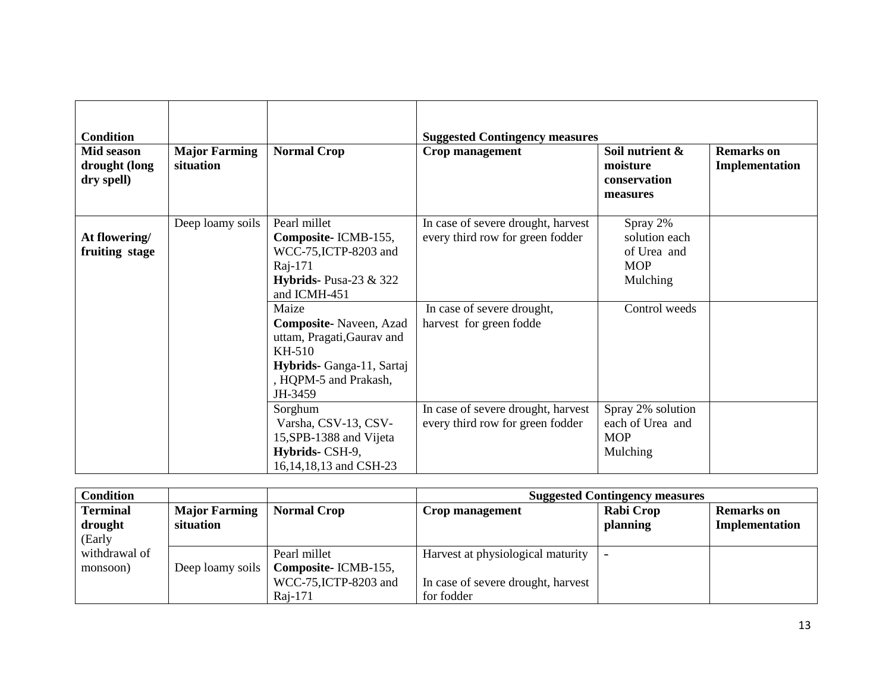| Condition | | | Suggested Contingency measures | | |
|---|---|---|---|---|---|
| **Mid season drought (long dry spell)** | **Major Farming situation** | **Normal Crop** | **Crop management** | **Soil nutrient & moisture conservation measures** | **Remarks on Implementation** |
| **At flowering/ fruiting stage** | Deep loamy soils | Pearl millet<br>**Composite-** ICMB-155, WCC-75,ICTP-8203 and Raj-171<br>**Hybrids-** Pusa-23 & 322 and ICMH-451 | In case of severe drought, harvest every third row for green fodder | Spray 2% solution each of Urea and MOP<br>Mulching | |
| | | Maize<br>**Composite-** Naveen, Azad uttam, Pragati,Gaurav and KH-510<br>**Hybrids-** Ganga-11, Sartaj , HQPM-5 and Prakash, JH-3459 | In case of severe drought, harvest for green fodde | Control weeds | |
| | | Sorghum<br>Varsha, CSV-13, CSV-15,SPB-1388 and Vijeta<br>**Hybrids-** CSH-9, 16,14,18,13 and CSH-23 | In case of severe drought, harvest every third row for green fodder | Spray 2% solution each of Urea and MOP<br>Mulching | |

| Condition | | | Suggested Contingency measures | | |
|---|---|---|---|---|---|
| **Terminal drought** (Early withdrawal of monsoon) | **Major Farming situation** | **Normal Crop** | **Crop management** | **Rabi Crop planning** | **Remarks on Implementation** |
| | Deep loamy soils | Pearl millet<br>**Composite-** ICMB-155, WCC-75,ICTP-8203 and Raj-171 | Harvest at physiological maturity<br><br>In case of severe drought, harvest for fodder | - | |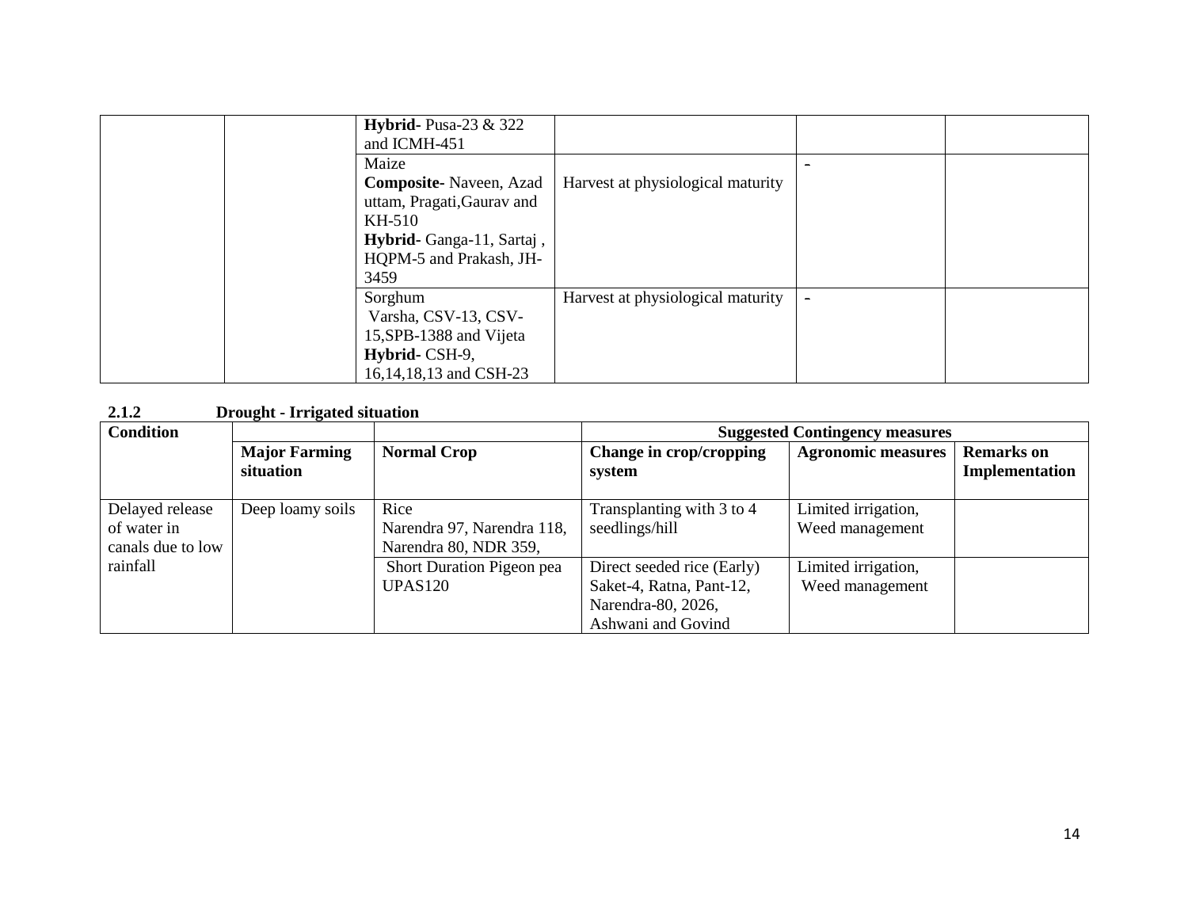|  |  | **Hybrid**- Pusa-23 & 322 and ICMH-451 |  |  |  |
|---|---|---|---|---|---|
|  |  | Maize<br>**Composite**- Naveen, Azad uttam, Pragati,Gaurav and KH-510<br>**Hybrid**- Ganga-11, Sartaj , HQPM-5 and Prakash, JH-3459 | Harvest at physiological maturity | - |  |
|  |  | Sorghum<br>Varsha, CSV-13, CSV-15,SPB-1388 and Vijeta<br>**Hybrid**- CSH-9, 16,14,18,13 and CSH-23 | Harvest at physiological maturity | - |  |

### 2.1.2 Drought - Irrigated situation

| **Condition** |  |  | **Suggested Contingency measures** |  |  |
|---|---|---|---|---|---|
|  | **Major Farming situation** | **Normal Crop** | **Change in crop/cropping system** | **Agronomic measures** | **Remarks on Implementation** |
| Delayed release of water in canals due to low rainfall | Deep loamy soils | Rice<br>Narendra 97, Narendra 118, Narendra 80, NDR 359, | Transplanting with 3 to 4 seedlings/hill | Limited irrigation, Weed management |  |
|  |  | Short Duration Pigeon pea UPAS120 | Direct seeded rice (Early) Saket-4, Ratna, Pant-12, Narendra-80, 2026, Ashwani and Govind | Limited irrigation, Weed management |  |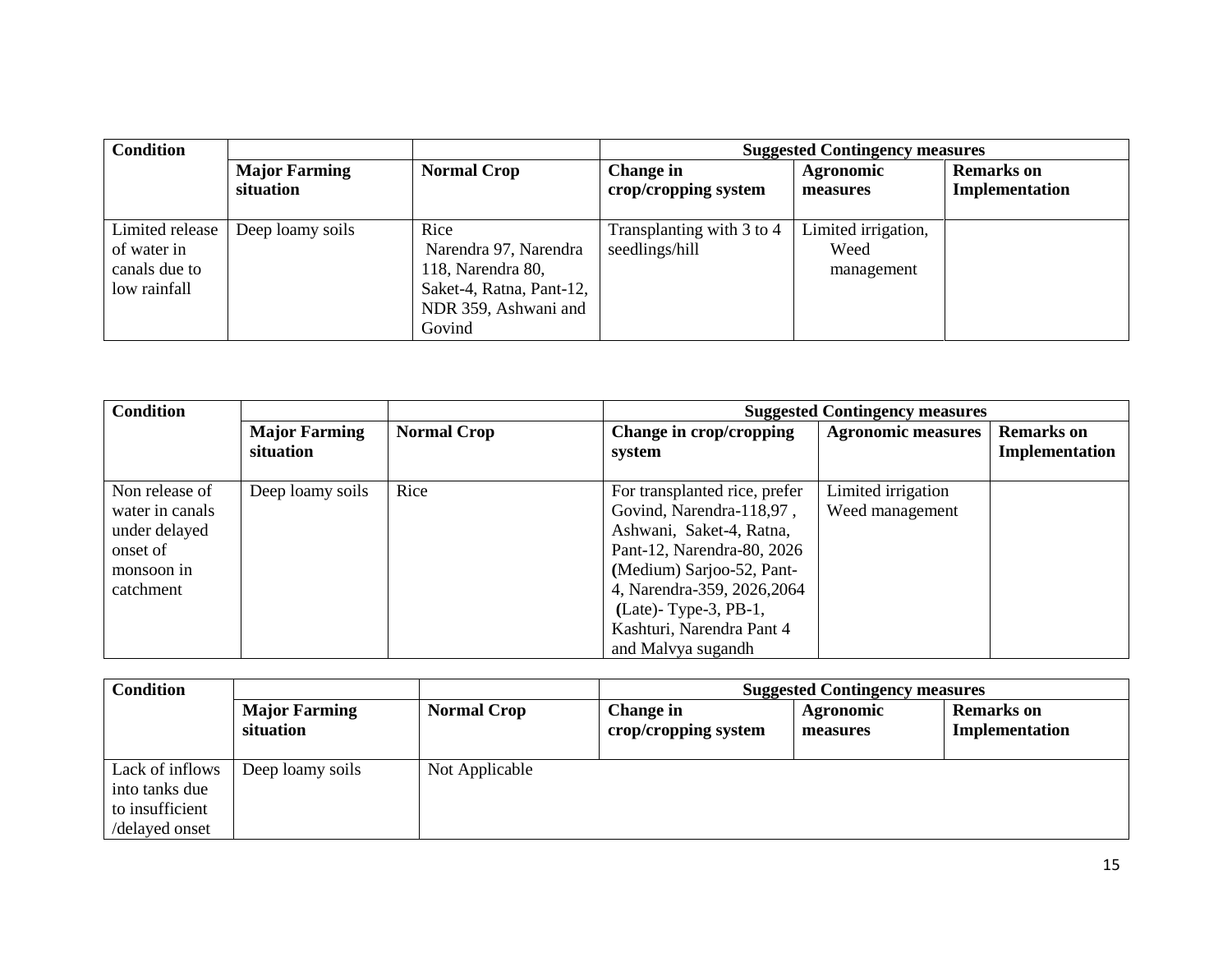| Condition | | | Suggested Contingency measures | | |
|---|---|---|---|---|---|
| | Major Farming situation | Normal Crop | Change in crop/cropping system | Agronomic measures | Remarks on Implementation |
| Limited release of water in canals due to low rainfall | Deep loamy soils | Rice Narendra 97, Narendra 118, Narendra 80, Saket-4, Ratna, Pant-12, NDR 359, Ashwani and Govind | Transplanting with 3 to 4 seedlings/hill | Limited irrigation, Weed management | |

| Condition | | | Suggested Contingency measures | | |
|---|---|---|---|---|---|
| | Major Farming situation | Normal Crop | Change in crop/cropping system | Agronomic measures | Remarks on Implementation |
| Non release of water in canals under delayed onset of monsoon in catchment | Deep loamy soils | Rice | For transplanted rice, prefer Govind, Narendra-118,97 , Ashwani, Saket-4, Ratna, Pant-12, Narendra-80, 2026 **(**Medium) Sarjoo-52, Pant-4, Narendra-359, 2026,2064 **(**Late)- Type-3, PB-1, Kashturi, Narendra Pant 4 and Malvya sugandh | Limited irrigation Weed management | |

| Condition | | | Suggested Contingency measures | | |
|---|---|---|---|---|---|
| | Major Farming situation | Normal Crop | Change in crop/cropping system | Agronomic measures | Remarks on Implementation |
| Lack of inflows into tanks due to insufficient /delayed onset | Deep loamy soils | Not Applicable | | | |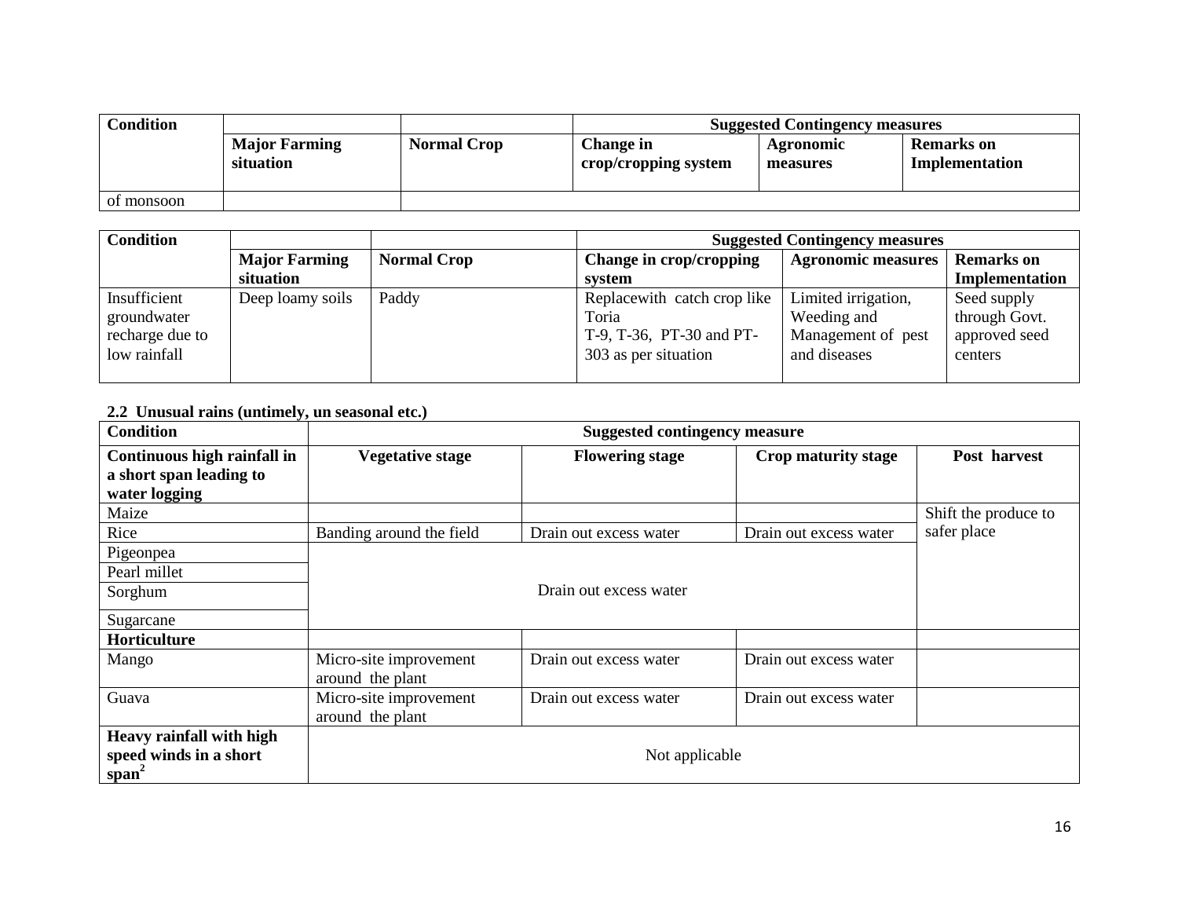| Condition | | | Suggested Contingency measures | | |
|---|---|---|---|---|---|
| | Major Farming situation | Normal Crop | Change in crop/cropping system | Agronomic measures | Remarks on Implementation |
| of monsoon | | | | | |

| Condition | | | Suggested Contingency measures | | |
|---|---|---|---|---|---|
| | Major Farming situation | Normal Crop | Change in crop/cropping system | Agronomic measures | Remarks on Implementation |
| Insufficient groundwater recharge due to low rainfall | Deep loamy soils | Paddy | Replacewith catch crop like Toria T-9, T-36, PT-30 and PT-303 as per situation | Limited irrigation, Weeding and Management of pest and diseases | Seed supply through Govt. approved seed centers |

**2.2 Unusual rains (untimely, un seasonal etc.)**

| Condition | Suggested contingency measure | | | |
|---|---|---|---|---|
| **Continuous high rainfall in a short span leading to water logging** | **Vegetative stage** | **Flowering stage** | **Crop maturity stage** | **Post harvest** |
| Maize | | | | Shift the produce to safer place |
| Rice | Banding around the field | Drain out excess water | Drain out excess water | |
| Pigeonpea | Drain out excess water | | | |
| Pearl millet | | | | |
| Sorghum | | | | |
| Sugarcane | | | | |
| **Horticulture** | | | | |
| Mango | Micro-site improvement around the plant | Drain out excess water | Drain out excess water | |
| Guava | Micro-site improvement around the plant | Drain out excess water | Drain out excess water | |
| **Heavy rainfall with high speed winds in a short span[2]** | Not applicable | | | |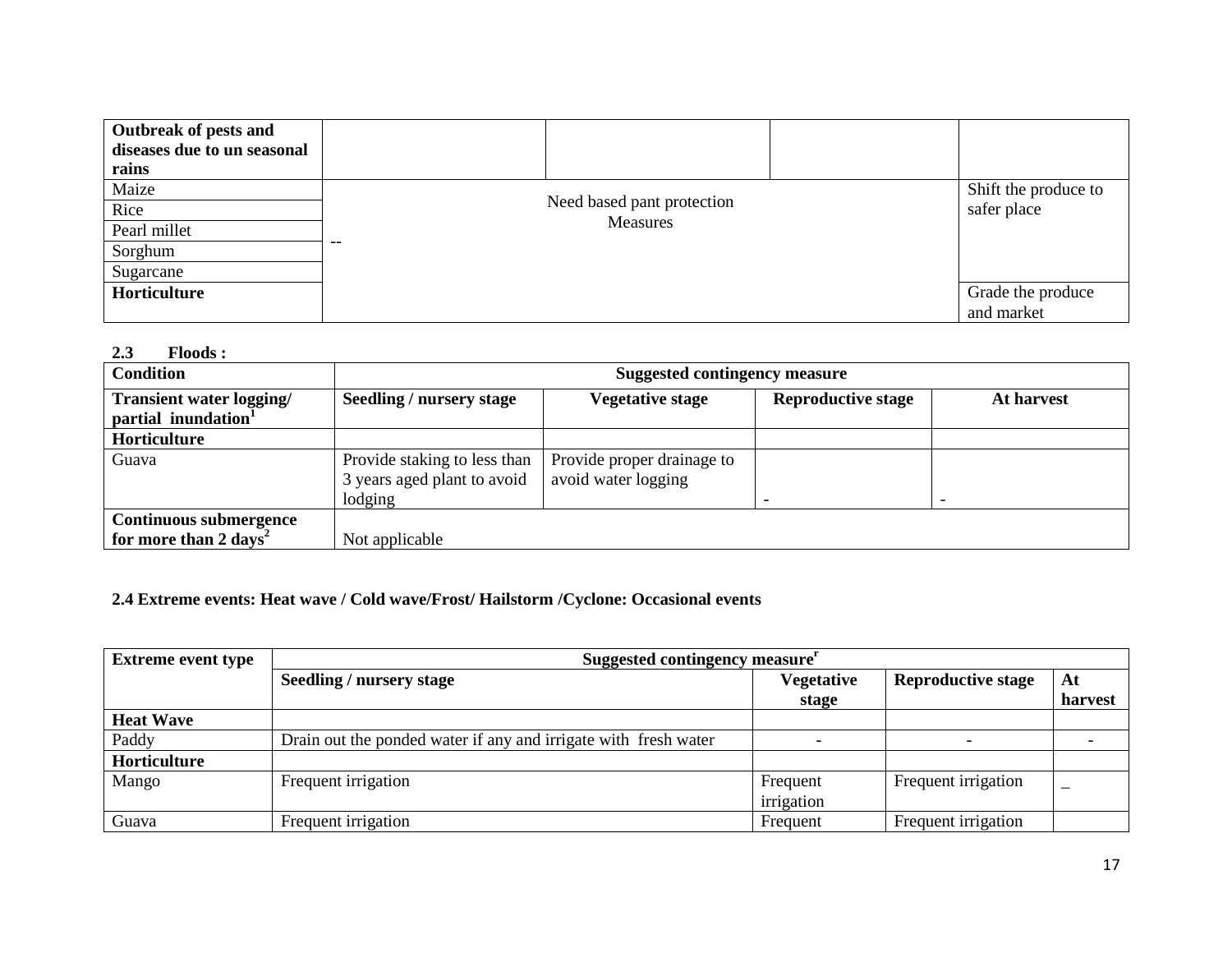| Outbreak of pests and diseases due to un seasonal rains | | | | |
|---|---|---|---|---|
| Maize | -- | Need based pant protection Measures | | Shift the produce to safer place |
| Rice | | | | |
| Pearl millet | | | | |
| Sorghum | | | | |
| Sugarcane | | | | |
| **Horticulture** | | | | Grade the produce and market |

**2.3 Floods :**

| Condition | Suggested contingency measure | | | |
|---|---|---|---|---|
| **Transient water logging/ partial inundation[1]** | **Seedling / nursery stage** | **Vegetative stage** | **Reproductive stage** | **At harvest** |
| **Horticulture** | | | | |
| Guava | Provide staking to less than 3 years aged plant to avoid lodging | Provide proper drainage to avoid water logging | - | - |
| **Continuous submergence for more than 2 days[2]** | Not applicable | | | |

**2.4 Extreme events: Heat wave / Cold wave/Frost/ Hailstorm /Cyclone: Occasional events**

| Extreme event type | Suggested contingency measure[r] | | | |
|---|---|---|---|---|
| | **Seedling / nursery stage** | **Vegetative stage** | **Reproductive stage** | **At harvest** |
| **Heat Wave** | | | | |
| Paddy | Drain out the ponded water if any and irrigate with fresh water | - | - | - |
| **Horticulture** | | | | |
| Mango | Frequent irrigation | Frequent irrigation | Frequent irrigation | _ |
| Guava | Frequent irrigation | Frequent | Frequent irrigation | |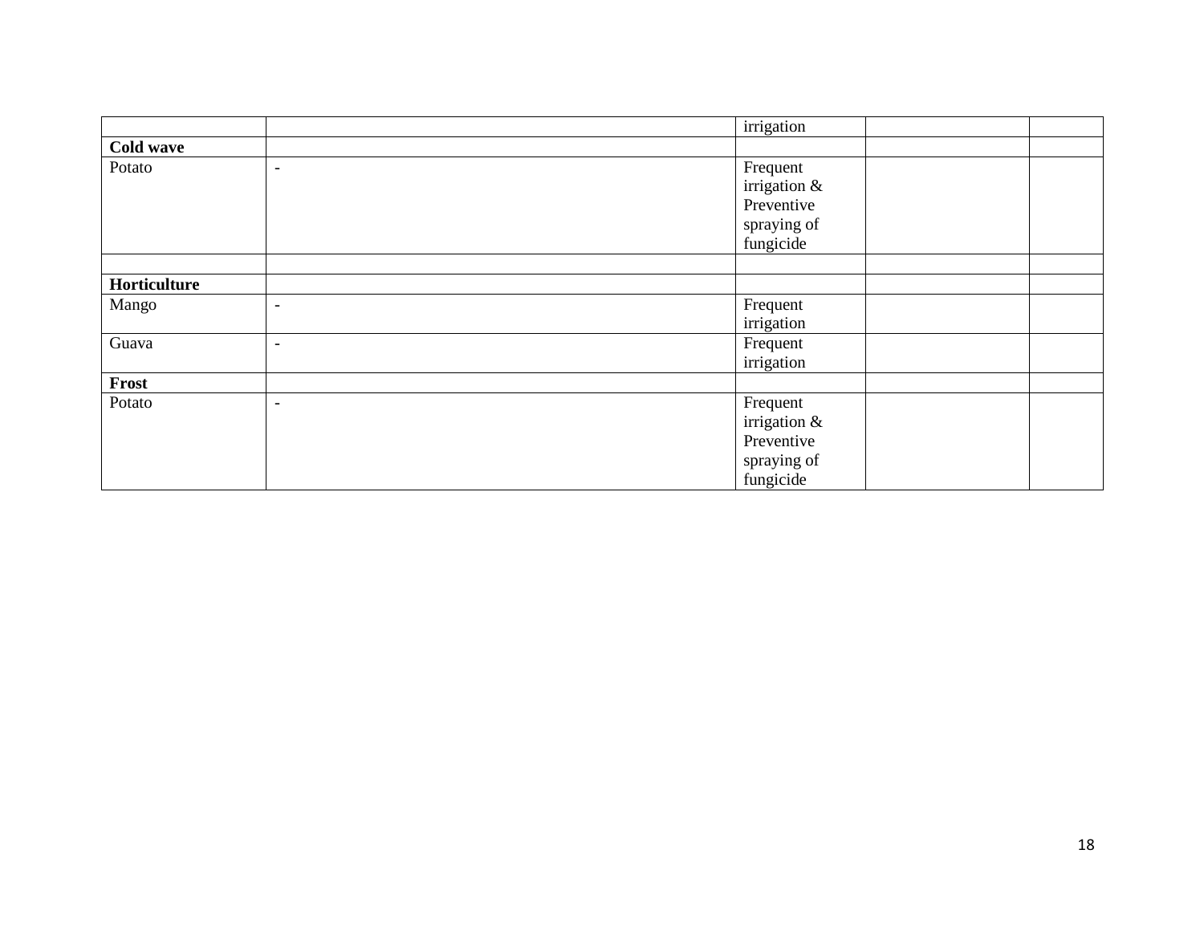| | | | | |
|---|---|---|---|---|
| | | irrigation | | |
| **Cold wave** | | | | |
| Potato | - | Frequent irrigation & Preventive spraying of fungicide | | |
| | | | | |
| **Horticulture** | | | | |
| Mango | - | Frequent irrigation | | |
| Guava | - | Frequent irrigation | | |
| **Frost** | | | | |
| Potato | - | Frequent irrigation & Preventive spraying of fungicide | | |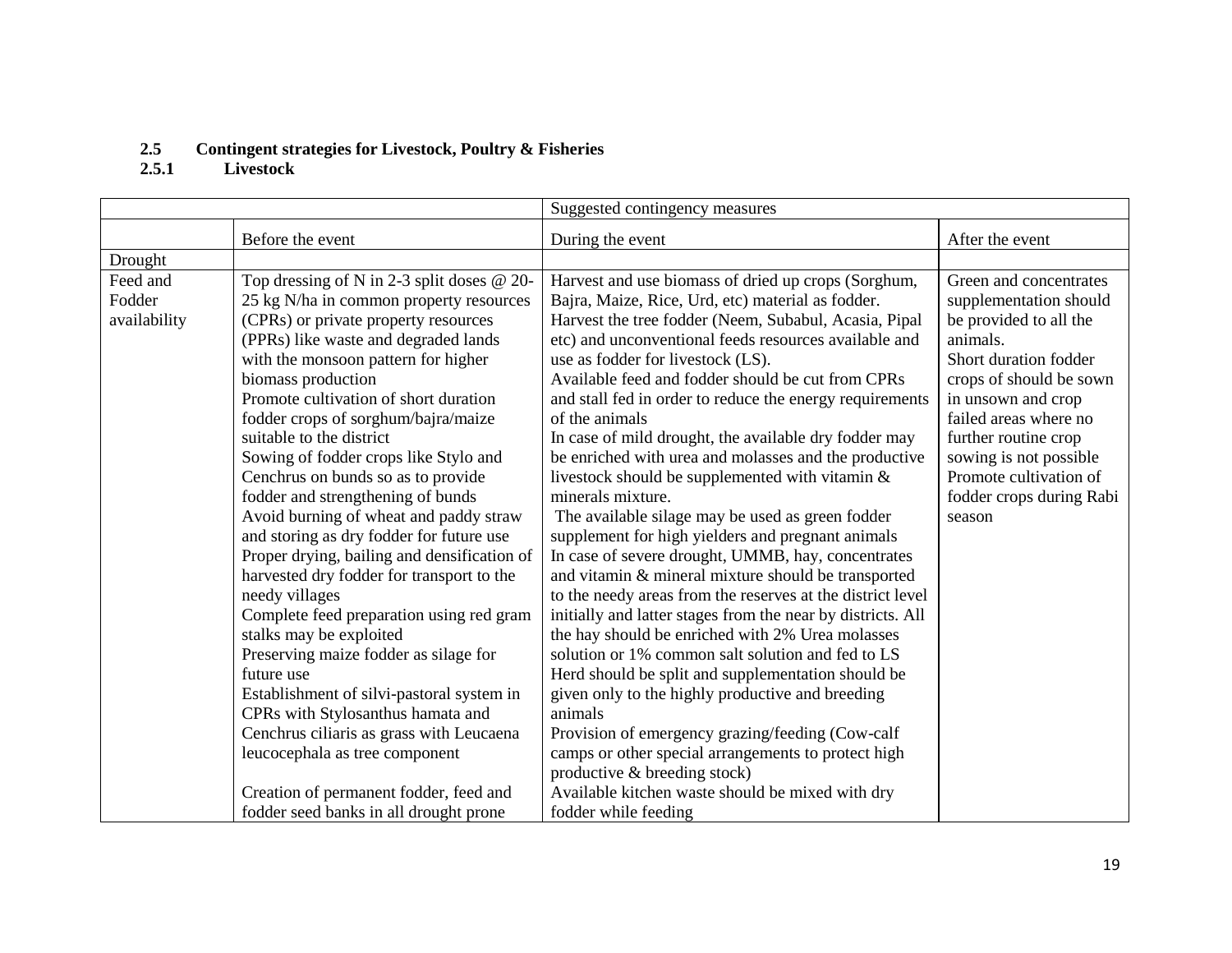### 2.5 Contingent strategies for Livestock, Poultry & Fisheries

#### 2.5.1 Livestock

| | | Suggested contingency measures | |
|---|---|---|---|
| | Before the event | During the event | After the event |
| Drought | | | |
| Feed and Fodder availability | Top dressing of N in 2-3 split doses @ 20-25 kg N/ha in common property resources (CPRs) or private property resources (PPRs) like waste and degraded lands with the monsoon pattern for higher biomass production<br>Promote cultivation of short duration fodder crops of sorghum/bajra/maize suitable to the district<br>Sowing of fodder crops like Stylo and Cenchrus on bunds so as to provide fodder and strengthening of bunds<br>Avoid burning of wheat and paddy straw and storing as dry fodder for future use<br>Proper drying, bailing and densification of harvested dry fodder for transport to the needy villages<br>Complete feed preparation using red gram stalks may be exploited<br>Preserving maize fodder as silage for future use<br>Establishment of silvi-pastoral system in CPRs with Stylosanthus hamata and Cenchrus ciliaris as grass with Leucaena leucocephala as tree component<br><br>Creation of permanent fodder, feed and fodder seed banks in all drought prone | Harvest and use biomass of dried up crops (Sorghum, Bajra, Maize, Rice, Urd, etc) material as fodder.<br>Harvest the tree fodder (Neem, Subabul, Acasia, Pipal etc) and unconventional feeds resources available and use as fodder for livestock (LS).<br>Available feed and fodder should be cut from CPRs and stall fed in order to reduce the energy requirements of the animals<br>In case of mild drought, the available dry fodder may be enriched with urea and molasses and the productive livestock should be supplemented with vitamin & minerals mixture.<br>The available silage may be used as green fodder supplement for high yielders and pregnant animals<br>In case of severe drought, UMMB, hay, concentrates and vitamin & mineral mixture should be transported to the needy areas from the reserves at the district level initially and latter stages from the near by districts. All the hay should be enriched with 2% Urea molasses solution or 1% common salt solution and fed to LS<br>Herd should be split and supplementation should be given only to the highly productive and breeding animals<br>Provision of emergency grazing/feeding (Cow-calf camps or other special arrangements to protect high productive & breeding stock)<br>Available kitchen waste should be mixed with dry fodder while feeding | Green and concentrates supplementation should be provided to all the animals.<br>Short duration fodder crops of should be sown in unsown and crop failed areas where no further routine crop sowing is not possible<br>Promote cultivation of fodder crops during Rabi season |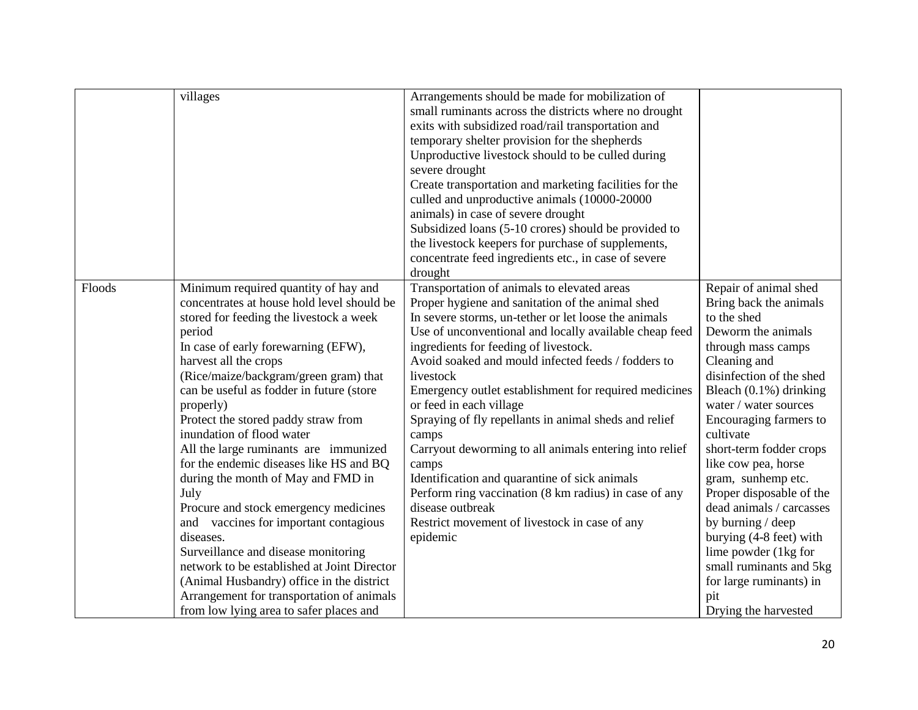| | | | |
|---|---|---|---|
| | villages | Arrangements should be made for mobilization of small ruminants across the districts where no drought exits with subsidized road/rail transportation and temporary shelter provision for the shepherds<br>Unproductive livestock should to be culled during severe drought<br>Create transportation and marketing facilities for the culled and unproductive animals (10000-20000 animals) in case of severe drought<br>Subsidized loans (5-10 crores) should be provided to the livestock keepers for purchase of supplements, concentrate feed ingredients etc., in case of severe drought | |
| Floods | Minimum required quantity of hay and concentrates at house hold level should be stored for feeding the livestock a week period<br>In case of early forewarning (EFW), harvest all the crops (Rice/maize/backgram/green gram) that can be useful as fodder in future (store properly)<br>Protect the stored paddy straw from inundation of flood water<br>All the large ruminants are immunized for the endemic diseases like HS and BQ during the month of May and FMD in July<br>Procure and stock emergency medicines and vaccines for important contagious diseases.<br>Surveillance and disease monitoring network to be established at Joint Director (Animal Husbandry) office in the district<br>Arrangement for transportation of animals from low lying area to safer places and | Transportation of animals to elevated areas<br>Proper hygiene and sanitation of the animal shed<br>In severe storms, un-tether or let loose the animals<br>Use of unconventional and locally available cheap feed ingredients for feeding of livestock.<br>Avoid soaked and mould infected feeds / fodders to livestock<br>Emergency outlet establishment for required medicines or feed in each village<br>Spraying of fly repellants in animal sheds and relief camps<br>Carryout deworming to all animals entering into relief camps<br>Identification and quarantine of sick animals<br>Perform ring vaccination (8 km radius) in case of any disease outbreak<br>Restrict movement of livestock in case of any epidemic | Repair of animal shed<br>Bring back the animals to the shed<br>Deworm the animals through mass camps<br>Cleaning and disinfection of the shed<br>Bleach (0.1%) drinking water / water sources<br>Encouraging farmers to cultivate short-term fodder crops like cow pea, horse gram, sunhemp etc.<br>Proper disposable of the dead animals / carcasses by burning / deep burying (4-8 feet) with lime powder (1kg for small ruminants and 5kg for large ruminants) in pit<br>Drying the harvested |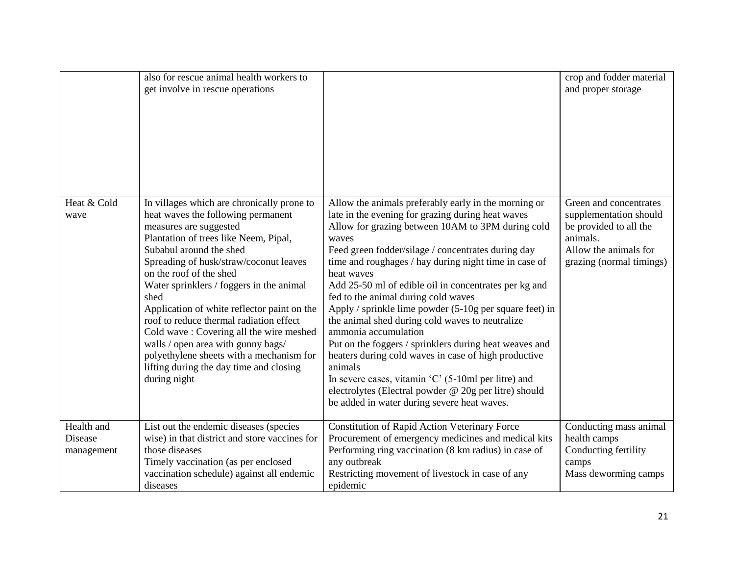| | | | |
|---|---|---|---|
| | also for rescue animal health workers to get involve in rescue operations | | crop and fodder material and proper storage |
| Heat & Cold wave | In villages which are chronically prone to heat waves the following permanent measures are suggested<br>Plantation of trees like Neem, Pipal, Subabul around the shed<br>Spreading of husk/straw/coconut leaves on the roof of the shed<br>Water sprinklers / foggers in the animal shed<br>Application of white reflector paint on the roof to reduce thermal radiation effect<br>Cold wave : Covering all the wire meshed walls / open area with gunny bags/ polyethylene sheets with a mechanism for lifting during the day time and closing during night | Allow the animals preferably early in the morning or late in the evening for grazing during heat waves<br>Allow for grazing between 10AM to 3PM during cold waves<br>Feed green fodder/silage / concentrates during day time and roughages / hay during night time in case of heat waves<br>Add 25-50 ml of edible oil in concentrates per kg and fed to the animal during cold waves<br>Apply / sprinkle lime powder (5-10g per square feet) in the animal shed during cold waves to neutralize ammonia accumulation<br>Put on the foggers / sprinklers during heat weaves and heaters during cold waves in case of high productive animals<br>In severe cases, vitamin 'C' (5-10ml per litre) and electrolytes (Electral powder @ 20g per litre) should be added in water during severe heat waves. | Green and concentrates supplementation should be provided to all the animals.<br>Allow the animals for grazing (normal timings) |
| Health and Disease management | List out the endemic diseases (species wise) in that district and store vaccines for those diseases<br>Timely vaccination (as per enclosed vaccination schedule) against all endemic diseases | Constitution of Rapid Action Veterinary Force<br>Procurement of emergency medicines and medical kits<br>Performing ring vaccination (8 km radius) in case of any outbreak<br>Restricting movement of livestock in case of any epidemic | Conducting mass animal health camps<br>Conducting fertility camps<br>Mass deworming camps |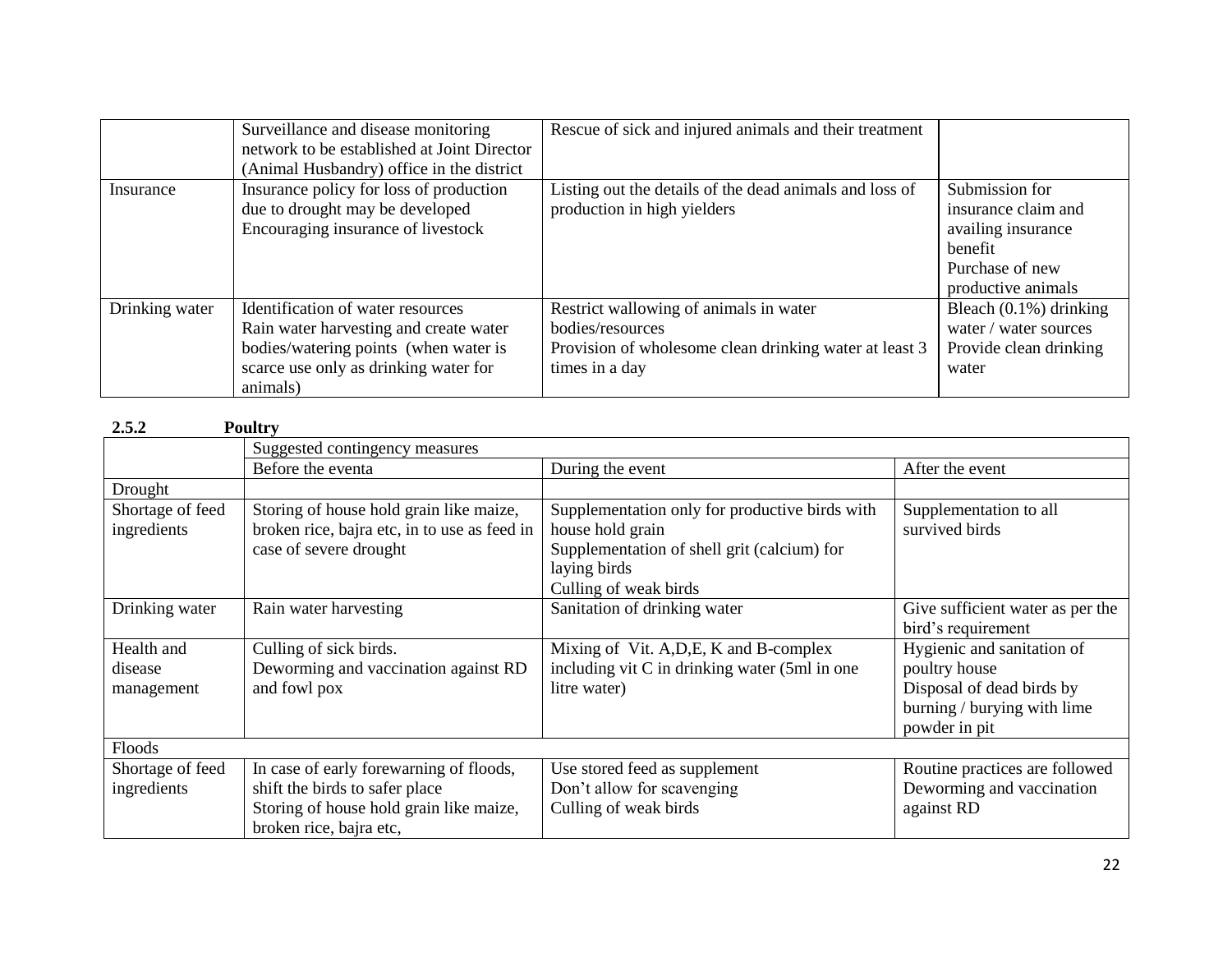|  | Surveillance and disease monitoring network to be established at Joint Director (Animal Husbandry) office in the district | Rescue of sick and injured animals and their treatment |  |
|---|---|---|---|
| Insurance | Insurance policy for loss of production due to drought may be developed<br>Encouraging insurance of livestock | Listing out the details of the dead animals and loss of production in high yielders | Submission for insurance claim and availing insurance benefit<br>Purchase of new productive animals |
| Drinking water | Identification of water resources<br>Rain water harvesting and create water bodies/watering points (when water is scarce use only as drinking water for animals) | Restrict wallowing of animals in water bodies/resources<br>Provision of wholesome clean drinking water at least 3 times in a day | Bleach (0.1%) drinking water / water sources<br>Provide clean drinking water |

**2.5.2 Poultry**

|  | Suggested contingency measures | | |
|---|---|---|---|
|  | Before the eventa | During the event | After the event |
| Drought |  |  |  |
| Shortage of feed ingredients | Storing of house hold grain like maize, broken rice, bajra etc, in to use as feed in case of severe drought | Supplementation only for productive birds with house hold grain<br>Supplementation of shell grit (calcium) for laying birds<br>Culling of weak birds | Supplementation to all survived birds |
| Drinking water | Rain water harvesting | Sanitation of drinking water | Give sufficient water as per the bird's requirement |
| Health and disease management | Culling of sick birds.<br>Deworming and vaccination against RD and fowl pox | Mixing of Vit. A,D,E, K and B-complex including vit C in drinking water (5ml in one litre water) | Hygienic and sanitation of poultry house<br>Disposal of dead birds by burning / burying with lime powder in pit |
| Floods |  |  |  |
| Shortage of feed ingredients | In case of early forewarning of floods, shift the birds to safer place<br>Storing of house hold grain like maize, broken rice, bajra etc, | Use stored feed as supplement<br>Don't allow for scavenging<br>Culling of weak birds | Routine practices are followed<br>Deworming and vaccination against RD |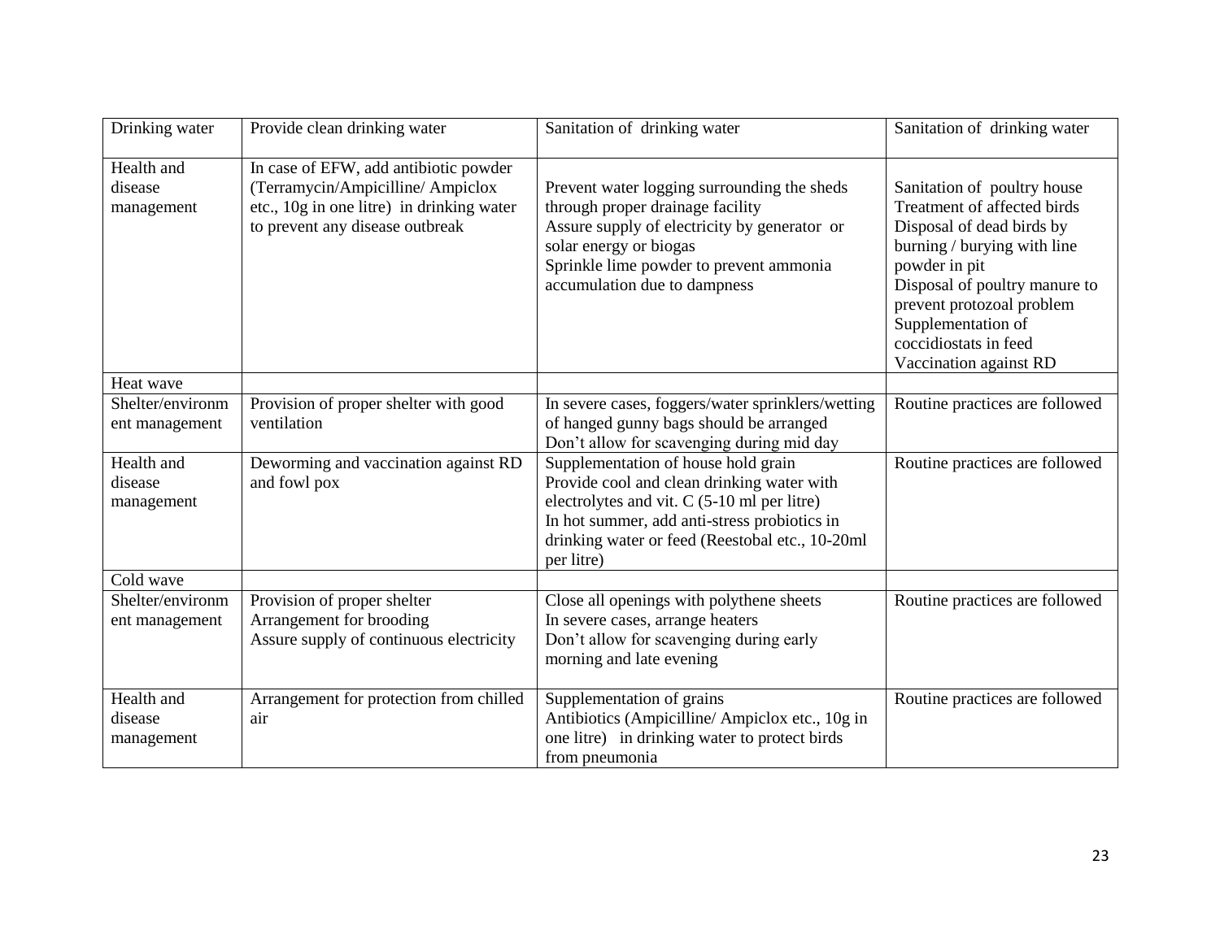| | | | |
|---|---|---|---|
| Drinking water | Provide clean drinking water | Sanitation of drinking water | Sanitation of drinking water |
| Health and disease management | In case of EFW, add antibiotic powder (Terramycin/Ampicilline/ Ampiclox etc., 10g in one litre) in drinking water to prevent any disease outbreak | Prevent water logging surrounding the sheds through proper drainage facility<br>Assure supply of electricity by generator or solar energy or biogas<br>Sprinkle lime powder to prevent ammonia accumulation due to dampness | Sanitation of poultry house<br>Treatment of affected birds<br>Disposal of dead birds by burning / burying with line powder in pit<br>Disposal of poultry manure to prevent protozoal problem<br>Supplementation of coccidiostats in feed<br>Vaccination against RD |
| Heat wave | | | |
| Shelter/environment management | Provision of proper shelter with good ventilation | In severe cases, foggers/water sprinklers/wetting of hanged gunny bags should be arranged<br>Don't allow for scavenging during mid day | Routine practices are followed |
| Health and disease management | Deworming and vaccination against RD and fowl pox | Supplementation of house hold grain<br>Provide cool and clean drinking water with electrolytes and vit. C (5-10 ml per litre)<br>In hot summer, add anti-stress probiotics in drinking water or feed (Reestobal etc., 10-20ml per litre) | Routine practices are followed |
| Cold wave | | | |
| Shelter/environment management | Provision of proper shelter<br>Arrangement for brooding<br>Assure supply of continuous electricity | Close all openings with polythene sheets<br>In severe cases, arrange heaters<br>Don't allow for scavenging during early morning and late evening | Routine practices are followed |
| Health and disease management | Arrangement for protection from chilled air | Supplementation of grains<br>Antibiotics (Ampicilline/ Ampiclox etc., 10g in one litre) in drinking water to protect birds from pneumonia | Routine practices are followed |